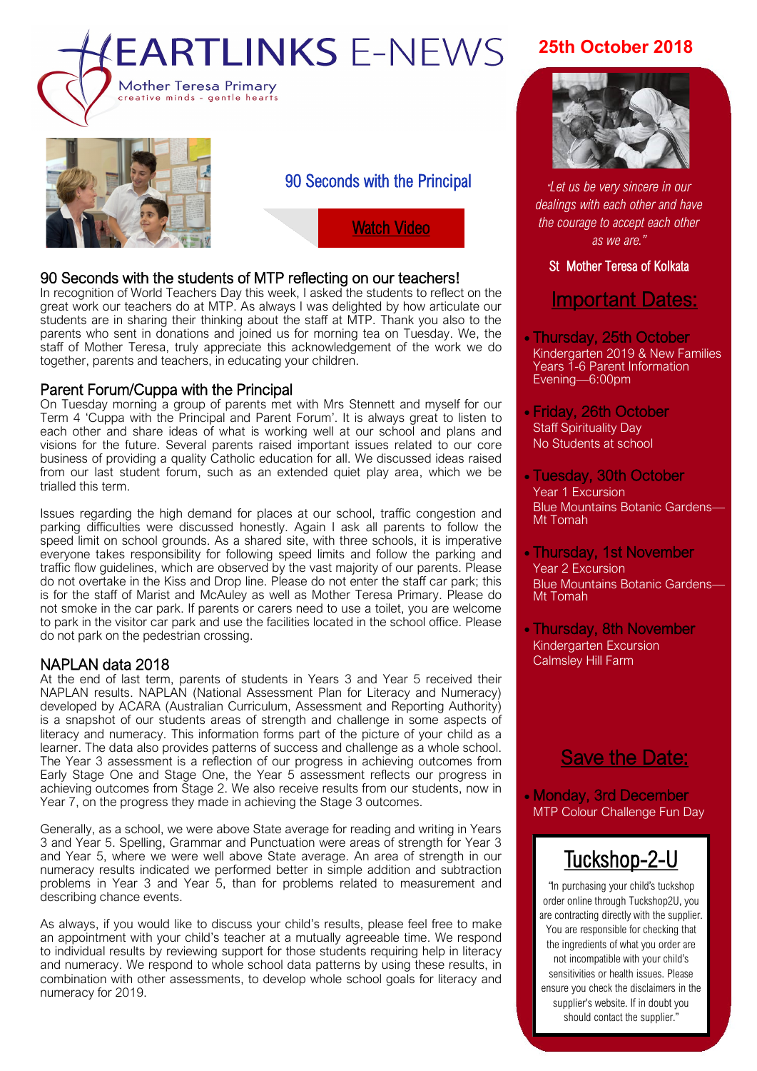# HEARTLINKS E-NEWS

Mother Teresa Primary
creative minds - gentle hearts

**25th October 2018**

## 90 Seconds with the Principal

Watch Video

### 90 Seconds with the students of MTP reflecting on our teachers!

In recognition of World Teachers Day this week, I asked the students to reflect on the great work our teachers do at MTP. As always I was delighted by how articulate our students are in sharing their thinking about the staff at MTP. Thank you also to the parents who sent in donations and joined us for morning tea on Tuesday. We, the staff of Mother Teresa, truly appreciate this acknowledgement of the work we do together, parents and teachers, in educating your children.

### Parent Forum/Cuppa with the Principal

On Tuesday morning a group of parents met with Mrs Stennett and myself for our Term 4 'Cuppa with the Principal and Parent Forum'. It is always great to listen to each other and share ideas of what is working well at our school and plans and visions for the future. Several parents raised important issues related to our core business of providing a quality Catholic education for all. We discussed ideas raised from our last student forum, such as an extended quiet play area, which we be trialled this term.

Issues regarding the high demand for places at our school, traffic congestion and parking difficulties were discussed honestly. Again I ask all parents to follow the speed limit on school grounds. As a shared site, with three schools, it is imperative everyone takes responsibility for following speed limits and follow the parking and traffic flow guidelines, which are observed by the vast majority of our parents. Please do not overtake in the Kiss and Drop line. Please do not enter the staff car park; this is for the staff of Marist and McAuley as well as Mother Teresa Primary. Please do not smoke in the car park. If parents or carers need to use a toilet, you are welcome to park in the visitor car park and use the facilities located in the school office. Please do not park on the pedestrian crossing.

### NAPLAN data 2018

At the end of last term, parents of students in Years 3 and Year 5 received their NAPLAN results. NAPLAN (National Assessment Plan for Literacy and Numeracy) developed by ACARA (Australian Curriculum, Assessment and Reporting Authority) is a snapshot of our students areas of strength and challenge in some aspects of literacy and numeracy. This information forms part of the picture of your child as a learner. The data also provides patterns of success and challenge as a whole school. The Year 3 assessment is a reflection of our progress in achieving outcomes from Early Stage One and Stage One, the Year 5 assessment reflects our progress in achieving outcomes from Stage 2. We also receive results from our students, now in Year 7, on the progress they made in achieving the Stage 3 outcomes.

Generally, as a school, we were above State average for reading and writing in Years 3 and Year 5. Spelling, Grammar and Punctuation were areas of strength for Year 3 and Year 5, where we were well above State average. An area of strength in our numeracy results indicated we performed better in simple addition and subtraction problems in Year 3 and Year 5, than for problems related to measurement and describing chance events.

As always, if you would like to discuss your child's results, please feel free to make an appointment with your child's teacher at a mutually agreeable time. We respond to individual results by reviewing support for those students requiring help in literacy and numeracy. We respond to whole school data patterns by using these results, in combination with other assessments, to develop whole school goals for literacy and numeracy for 2019.

*"Let us be very sincere in our dealings with each other and have the courage to accept each other as we are."*

St Mother Teresa of Kolkata

## Important Dates:

- **Thursday, 25th October**
  Kindergarten 2019 & New Families Years 1-6 Parent Information Evening—6:00pm
- **Friday, 26th October**
  Staff Spirituality Day
  No Students at school
- **Tuesday, 30th October**
  Year 1 Excursion
  Blue Mountains Botanic Gardens—Mt Tomah
- **Thursday, 1st November**
  Year 2 Excursion
  Blue Mountains Botanic Gardens—Mt Tomah
- **Thursday, 8th November**
  Kindergarten Excursion
  Calmsley Hill Farm

## Save the Date:

- **Monday, 3rd December**
  MTP Colour Challenge Fun Day

## Tuckshop-2-U

"In purchasing your child's tuckshop order online through Tuckshop2U, you are contracting directly with the supplier. You are responsible for checking that the ingredients of what you order are not incompatible with your child's sensitivities or health issues. Please ensure you check the disclaimers in the supplier's website. If in doubt you should contact the supplier."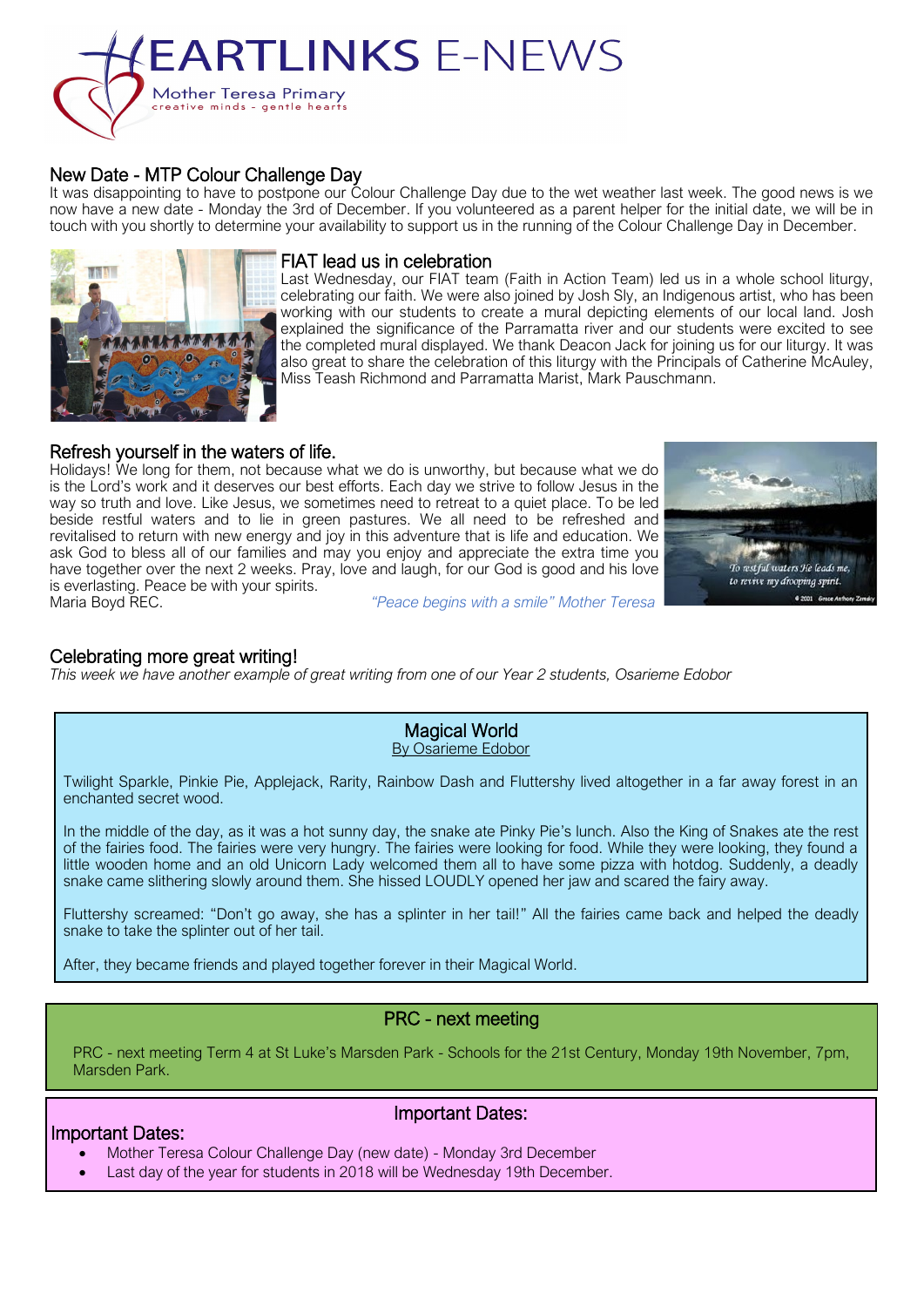# HEARTLINKS E-NEWS

Mother Teresa Primary
creative minds - gentle hearts

## New Date - MTP Colour Challenge Day

It was disappointing to have to postpone our Colour Challenge Day due to the wet weather last week. The good news is we now have a new date - Monday the 3rd of December. If you volunteered as a parent helper for the initial date, we will be in touch with you shortly to determine your availability to support us in the running of the Colour Challenge Day in December.

## FIAT lead us in celebration

Last Wednesday, our FIAT team (Faith in Action Team) led us in a whole school liturgy, celebrating our faith. We were also joined by Josh Sly, an Indigenous artist, who has been working with our students to create a mural depicting elements of our local land. Josh explained the significance of the Parramatta river and our students were excited to see the completed mural displayed. We thank Deacon Jack for joining us for our liturgy. It was also great to share the celebration of this liturgy with the Principals of Catherine McAuley, Miss Teash Richmond and Parramatta Marist, Mark Pauschmann.

## Refresh yourself in the waters of life.

Holidays! We long for them, not because what we do is unworthy, but because what we do is the Lord's work and it deserves our best efforts. Each day we strive to follow Jesus in the way so truth and love. Like Jesus, we sometimes need to retreat to a quiet place. To be led beside restful waters and to lie in green pastures. We all need to be refreshed and revitalised to return with new energy and joy in this adventure that is life and education. We ask God to bless all of our families and may you enjoy and appreciate the extra time you have together over the next 2 weeks. Pray, love and laugh, for our God is good and his love is everlasting. Peace be with your spirits.

Maria Boyd REC.

*"Peace begins with a smile" Mother Teresa*

To restful waters He leads me, to revive my drooping spirit.

© 2001 Grace Anthony Zimsky

## Celebrating more great writing!

*This week we have another example of great writing from one of our Year 2 students, Osarieme Edobor*

### Magical World

By Osarieme Edobor

Twilight Sparkle, Pinkie Pie, Applejack, Rarity, Rainbow Dash and Fluttershy lived altogether in a far away forest in an enchanted secret wood.

In the middle of the day, as it was a hot sunny day, the snake ate Pinky Pie's lunch. Also the King of Snakes ate the rest of the fairies food. The fairies were very hungry. The fairies were looking for food. While they were looking, they found a little wooden home and an old Unicorn Lady welcomed them all to have some pizza with hotdog. Suddenly, a deadly snake came slithering slowly around them. She hissed LOUDLY opened her jaw and scared the fairy away.

Fluttershy screamed: "Don't go away, she has a splinter in her tail!" All the fairies came back and helped the deadly snake to take the splinter out of her tail.

After, they became friends and played together forever in their Magical World.

## PRC - next meeting

PRC - next meeting Term 4 at St Luke's Marsden Park - Schools for the 21st Century, Monday 19th November, 7pm, Marsden Park.

## Important Dates:

Important Dates:

- Mother Teresa Colour Challenge Day (new date) - Monday 3rd December
- Last day of the year for students in 2018 will be Wednesday 19th December.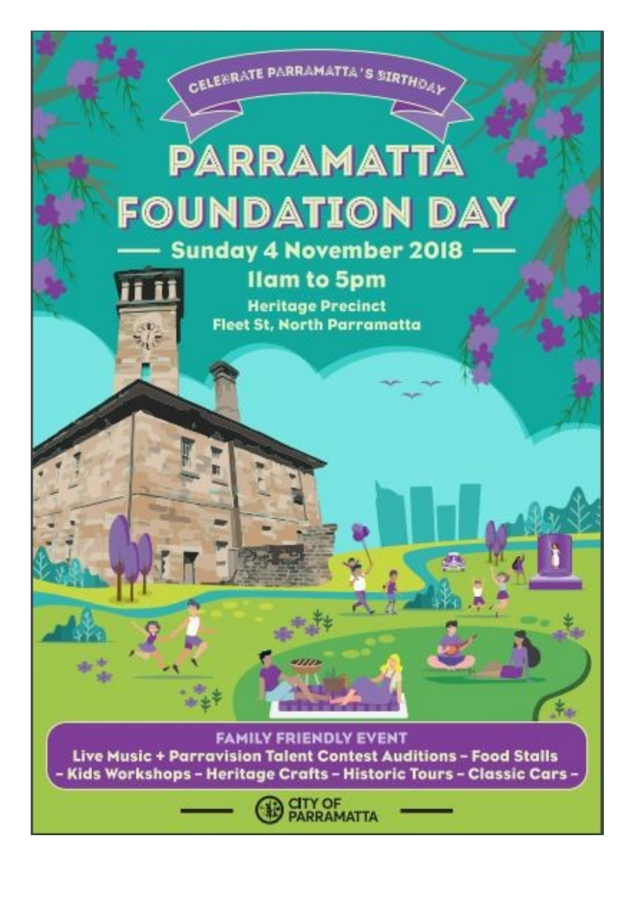CELEBRATE PARRAMATTA'S BIRTHDAY

# PARRAMATTA FOUNDATION DAY

## Sunday 4 November 2018

### 11am to 5pm

**Heritage Precinct**
**Fleet St, North Parramatta**

**FAMILY FRIENDLY EVENT**

**Live Music + Parravision Talent Contest Auditions – Food Stalls – Kids Workshops – Heritage Crafts – Historic Tours – Classic Cars –**

CITY OF PARRAMATTA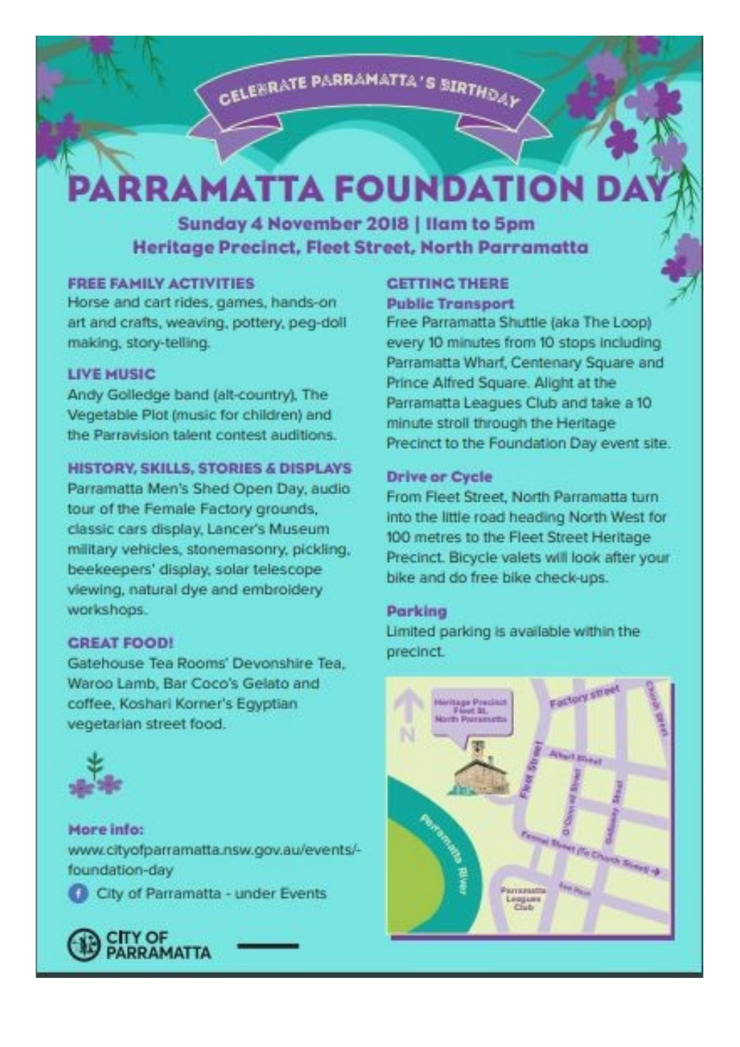CELEBRATE PARRAMATTA'S BIRTHDAY

# PARRAMATTA FOUNDATION DAY

**Sunday 4 November 2018 | 11am to 5pm**
**Heritage Precinct, Fleet Street, North Parramatta**

## FREE FAMILY ACTIVITIES

Horse and cart rides, games, hands-on art and crafts, weaving, pottery, peg-doll making, story-telling.

## LIVE MUSIC

Andy Golledge band (alt-country), The Vegetable Plot (music for children) and the Parravision talent contest auditions.

## HISTORY, SKILLS, STORIES & DISPLAYS

Parramatta Men's Shed Open Day, audio tour of the Female Factory grounds, classic cars display, Lancer's Museum military vehicles, stonemasonry, pickling, beekeepers' display, solar telescope viewing, natural dye and embroidery workshops.

## GREAT FOOD!

Gatehouse Tea Rooms' Devonshire Tea, Waroo Lamb, Bar Coco's Gelato and coffee, Koshari Korner's Egyptian vegetarian street food.

## More info:

www.cityofparramatta.nsw.gov.au/events/-foundation-day

City of Parramatta - under Events

## GETTING THERE

### Public Transport

Free Parramatta Shuttle (aka The Loop) every 10 minutes from 10 stops including Parramatta Wharf, Centenary Square and Prince Alfred Square. Alight at the Parramatta Leagues Club and take a 10 minute stroll through the Heritage Precinct to the Foundation Day event site.

### Drive or Cycle

From Fleet Street, North Parramatta turn into the little road heading North West for 100 metres to the Fleet Street Heritage Precinct. Bicycle valets will look after your bike and do free bike check-ups.

### Parking

Limited parking is available within the precinct.

N

Heritage Precinct Fleet St, North Parramatta

Factory street

Church Street

Albert street

Fleet Street

O'Connell Street

Gaol Street

Fennel Street (To Church Street) →

Parramatta River

Parramatta Leagues Club

CITY OF PARRAMATTA